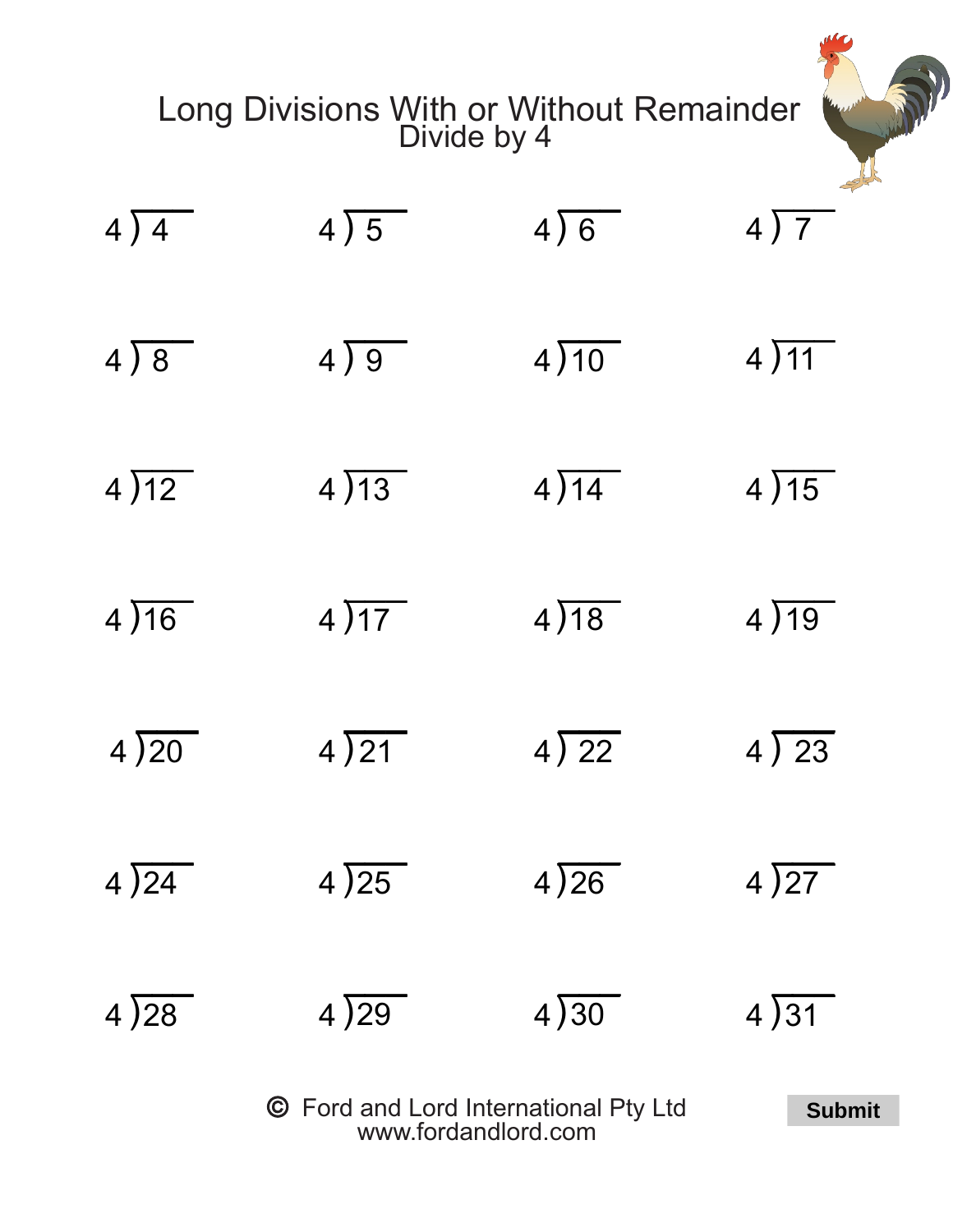# Long Divisions With or Without Remainder

## Divide by 4

| | | | |
|---|---|---|---|
| $4\overline{)4}$ | $4\overline{)5}$ | $4\overline{)6}$ | $4\overline{)7}$ |
| $4\overline{)8}$ | $4\overline{)9}$ | $4\overline{)10}$ | $4\overline{)11}$ |
| $4\overline{)12}$ | $4\overline{)13}$ | $4\overline{)14}$ | $4\overline{)15}$ |
| $4\overline{)16}$ | $4\overline{)17}$ | $4\overline{)18}$ | $4\overline{)19}$ |
| $4\overline{)20}$ | $4\overline{)21}$ | $4\overline{)22}$ | $4\overline{)23}$ |
| $4\overline{)24}$ | $4\overline{)25}$ | $4\overline{)26}$ | $4\overline{)27}$ |
| $4\overline{)28}$ | $4\overline{)29}$ | $4\overline{)30}$ | $4\overline{)31}$ |

© Ford and Lord International Pty Ltd
www.fordandlord.com

**Submit**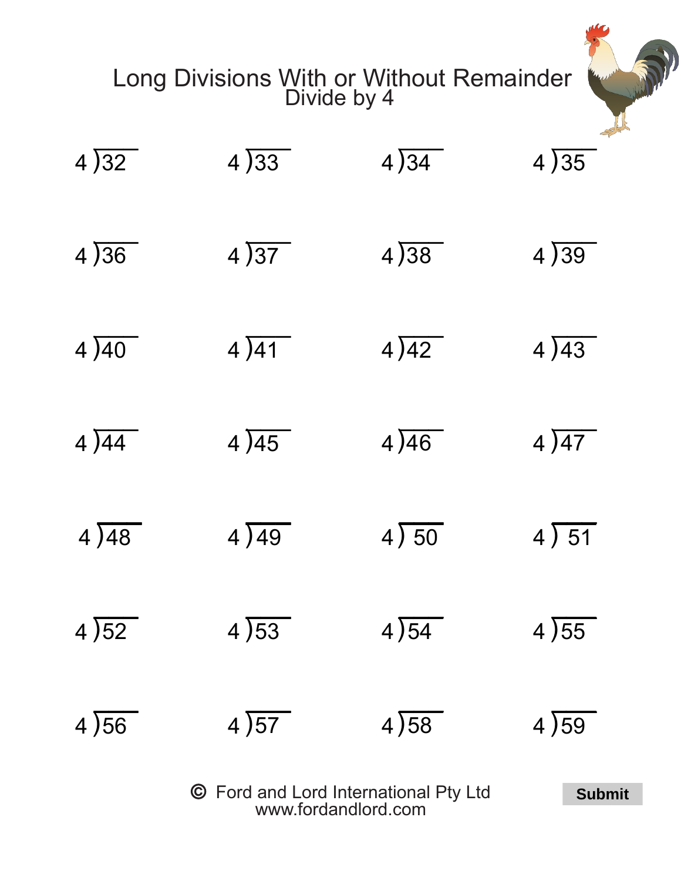# Long Divisions With or Without Remainder

## Divide by 4

| | | | |
|---|---|---|---|
| $4\overline{)32}$ | $4\overline{)33}$ | $4\overline{)34}$ | $4\overline{)35}$ |
| $4\overline{)36}$ | $4\overline{)37}$ | $4\overline{)38}$ | $4\overline{)39}$ |
| $4\overline{)40}$ | $4\overline{)41}$ | $4\overline{)42}$ | $4\overline{)43}$ |
| $4\overline{)44}$ | $4\overline{)45}$ | $4\overline{)46}$ | $4\overline{)47}$ |
| $4\overline{)48}$ | $4\overline{)49}$ | $4\overline{)50}$ | $4\overline{)51}$ |
| $4\overline{)52}$ | $4\overline{)53}$ | $4\overline{)54}$ | $4\overline{)55}$ |
| $4\overline{)56}$ | $4\overline{)57}$ | $4\overline{)58}$ | $4\overline{)59}$ |

© Ford and Lord International Pty Ltd
www.fordandlord.com

**Submit**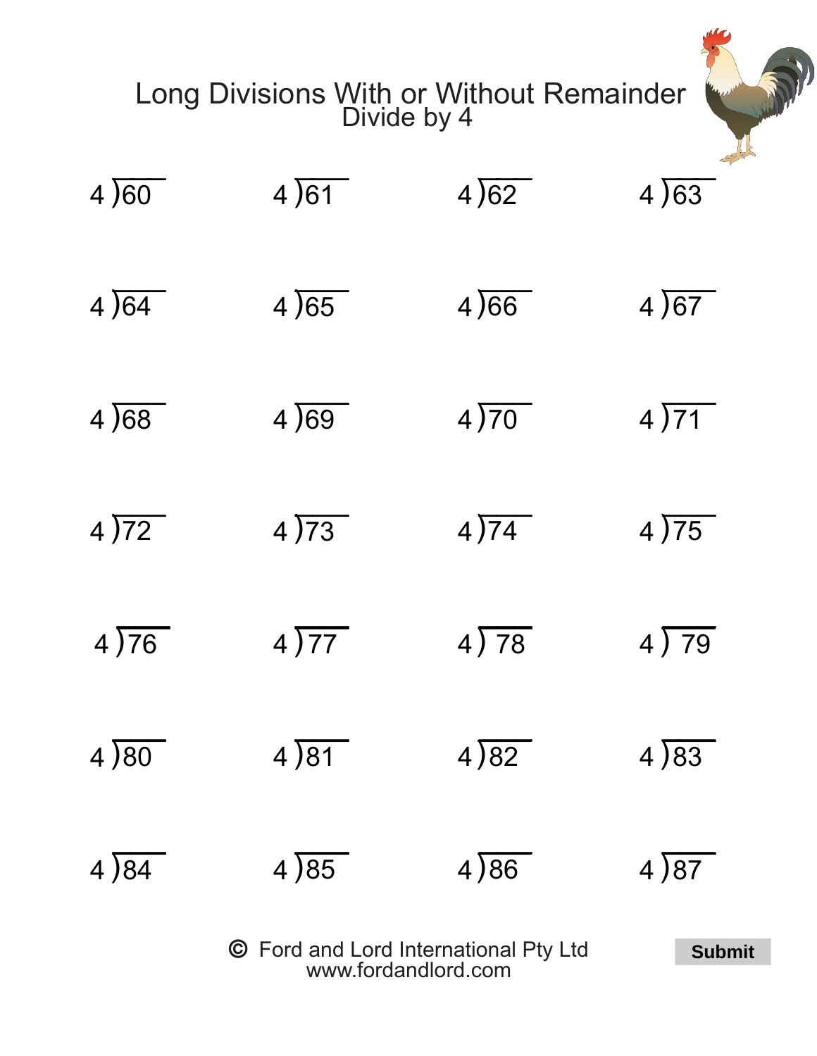# Long Divisions With or Without Remainder

## Divide by 4

| | | | |
|---|---|---|---|
| $4\overline{)60}$ | $4\overline{)61}$ | $4\overline{)62}$ | $4\overline{)63}$ |
| $4\overline{)64}$ | $4\overline{)65}$ | $4\overline{)66}$ | $4\overline{)67}$ |
| $4\overline{)68}$ | $4\overline{)69}$ | $4\overline{)70}$ | $4\overline{)71}$ |
| $4\overline{)72}$ | $4\overline{)73}$ | $4\overline{)74}$ | $4\overline{)75}$ |
| $4\overline{)76}$ | $4\overline{)77}$ | $4\overline{)78}$ | $4\overline{)79}$ |
| $4\overline{)80}$ | $4\overline{)81}$ | $4\overline{)82}$ | $4\overline{)83}$ |
| $4\overline{)84}$ | $4\overline{)85}$ | $4\overline{)86}$ | $4\overline{)87}$ |

© Ford and Lord International Pty Ltd
www.fordandlord.com

Submit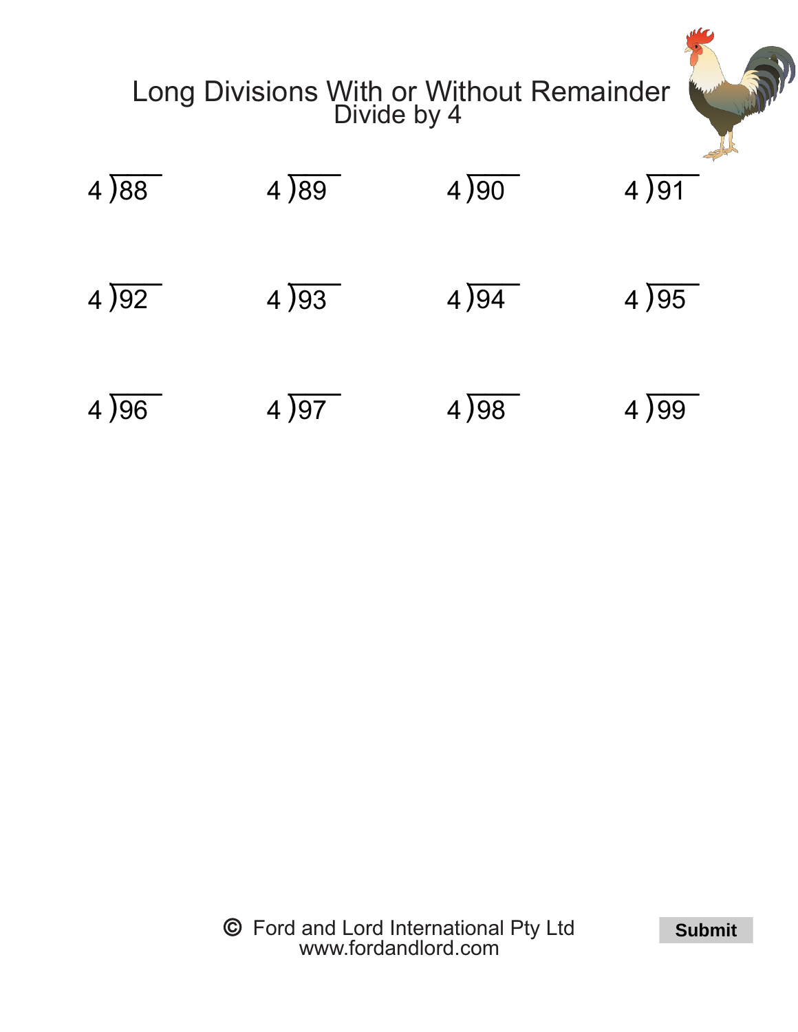# Long Divisions With or Without Remainder

## Divide by 4

| | | | |
|---|---|---|---|
| $4\overline{)88}$ | $4\overline{)89}$ | $4\overline{)90}$ | $4\overline{)91}$ |
| $4\overline{)92}$ | $4\overline{)93}$ | $4\overline{)94}$ | $4\overline{)95}$ |
| $4\overline{)96}$ | $4\overline{)97}$ | $4\overline{)98}$ | $4\overline{)99}$ |

© Ford and Lord International Pty Ltd
www.fordandlord.com

Submit